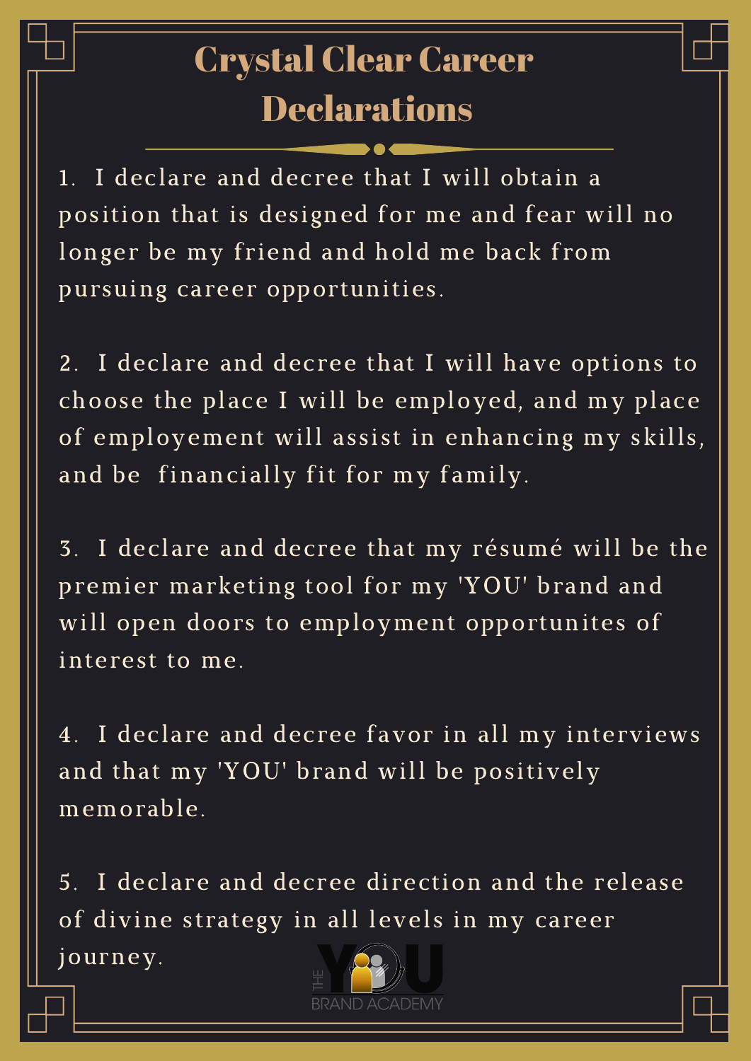# Crystal Clear Career Declarations

1. I declare and decree that I will obtain a position that is designed for me and fear will no longer be my friend and hold me back from pursuing career opportunities.

2. I declare and decree that I will have options to choose the place I will be employed, and my place of employement will assist in enhancing my skills, and be financially fit for my family.

3. I declare and decree that my résumé will be the premier marketing tool for my 'YOU' brand and will open doors to employment opportunites of interest to me.

4. I declare and decree favor in all my interviews and that my 'YOU' brand will be positively memorable.

5. I declare and decree direction and the release of divine strategy in all levels in my career journey.

THE YOU BRAND ACADEMY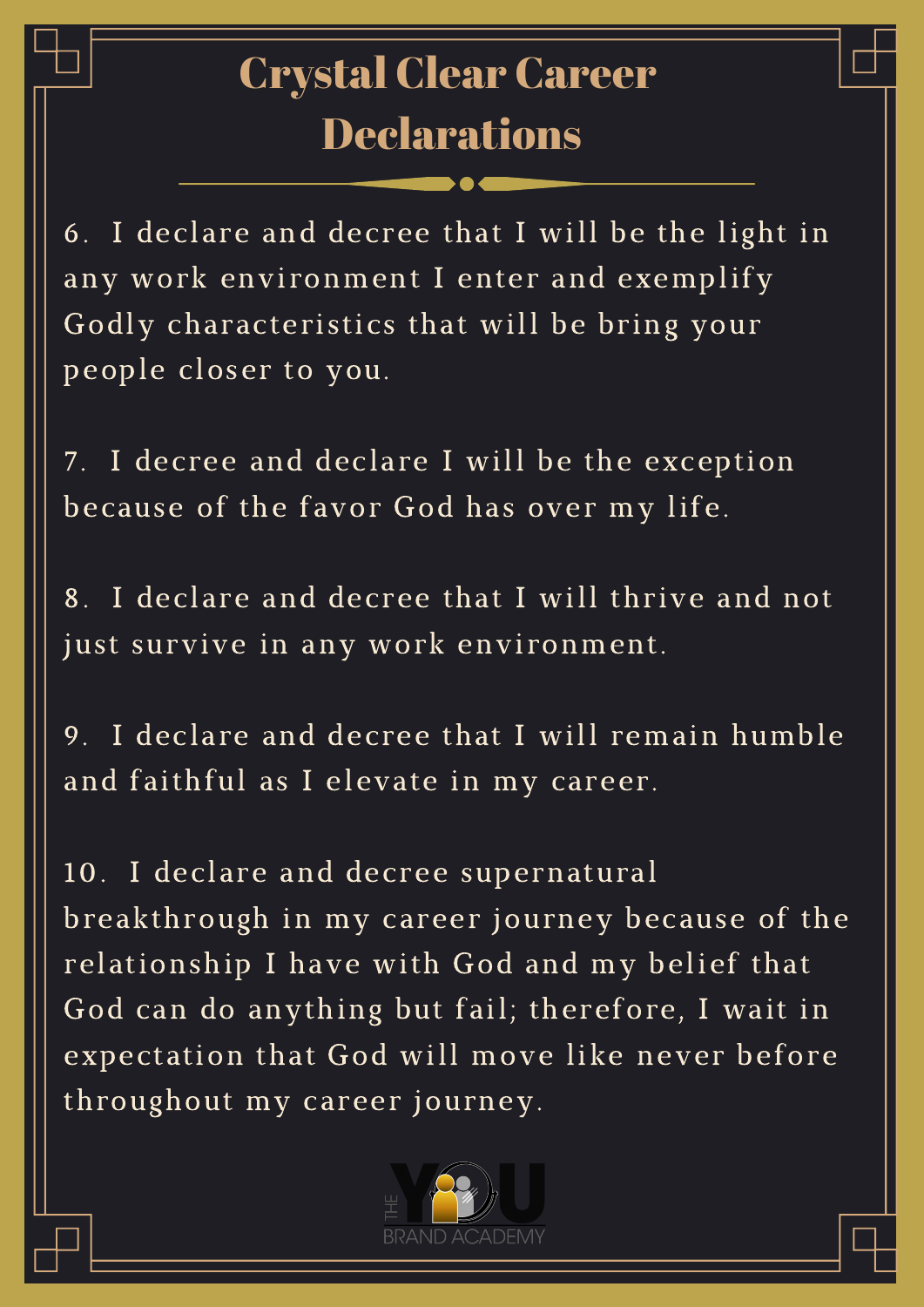# Crystal Clear Career Declarations

6. I declare and decree that I will be the light in any work environment I enter and exemplify Godly characteristics that will be bring your people closer to you.

7. I decree and declare I will be the exception because of the favor God has over my life.

8. I declare and decree that I will thrive and not just survive in any work environment.

9. I declare and decree that I will remain humble and faithful as I elevate in my career.

10. I declare and decree supernatural breakthrough in my career journey because of the relationship I have with God and my belief that God can do anything but fail; therefore, I wait in expectation that God will move like never before throughout my career journey.

THE YOU BRAND ACADEMY